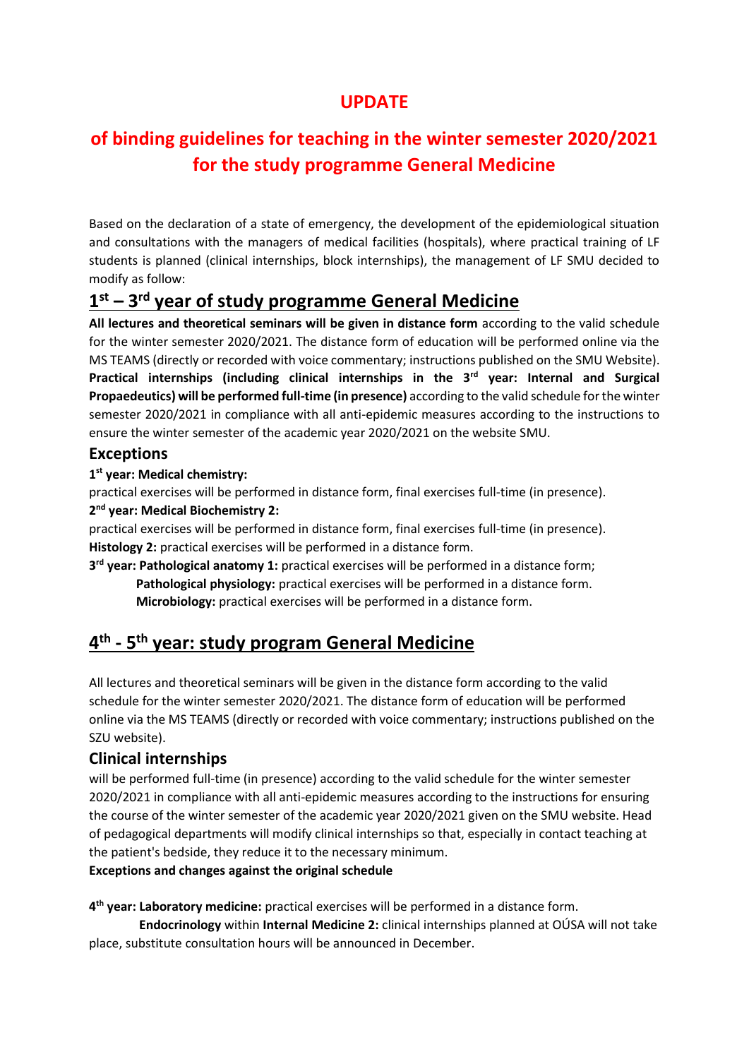# UPDATE

# of binding guidelines for teaching in the winter semester 2020/2021 for the study programme General Medicine

Based on the declaration of a state of emergency, the development of the epidemiological situation and consultations with the managers of medical facilities (hospitals), where practical training of LF students is planned (clinical internships, block internships), the management of LF SMU decided to modify as follow:

## 1st – 3rd year of study programme General Medicine

**All lectures and theoretical seminars will be given in distance form** according to the valid schedule for the winter semester 2020/2021. The distance form of education will be performed online via the MS TEAMS (directly or recorded with voice commentary; instructions published on the SMU Website). **Practical internships (including clinical internships in the 3rd year: Internal and Surgical Propaedeutics) will be performed full-time (in presence)** according to the valid schedule for the winter semester 2020/2021 in compliance with all anti-epidemic measures according to the instructions to ensure the winter semester of the academic year 2020/2021 on the website SMU.

### Exceptions

**1st year: Medical chemistry:**
practical exercises will be performed in distance form, final exercises full-time (in presence).

**2nd year: Medical Biochemistry 2:**
practical exercises will be performed in distance form, final exercises full-time (in presence).

**Histology 2:** practical exercises will be performed in a distance form.

**3rd year: Pathological anatomy 1:** practical exercises will be performed in a distance form;

**Pathological physiology:** practical exercises will be performed in a distance form.

**Microbiology:** practical exercises will be performed in a distance form.

## 4th - 5th year: study program General Medicine

All lectures and theoretical seminars will be given in the distance form according to the valid schedule for the winter semester 2020/2021. The distance form of education will be performed online via the MS TEAMS (directly or recorded with voice commentary; instructions published on the SZU website).

### Clinical internships

will be performed full-time (in presence) according to the valid schedule for the winter semester 2020/2021 in compliance with all anti-epidemic measures according to the instructions for ensuring the course of the winter semester of the academic year 2020/2021 given on the SMU website. Head of pedagogical departments will modify clinical internships so that, especially in contact teaching at the patient's bedside, they reduce it to the necessary minimum.

**Exceptions and changes against the original schedule**

**4th year: Laboratory medicine:** practical exercises will be performed in a distance form.

**Endocrinology** within **Internal Medicine 2:** clinical internships planned at OÚSA will not take place, substitute consultation hours will be announced in December.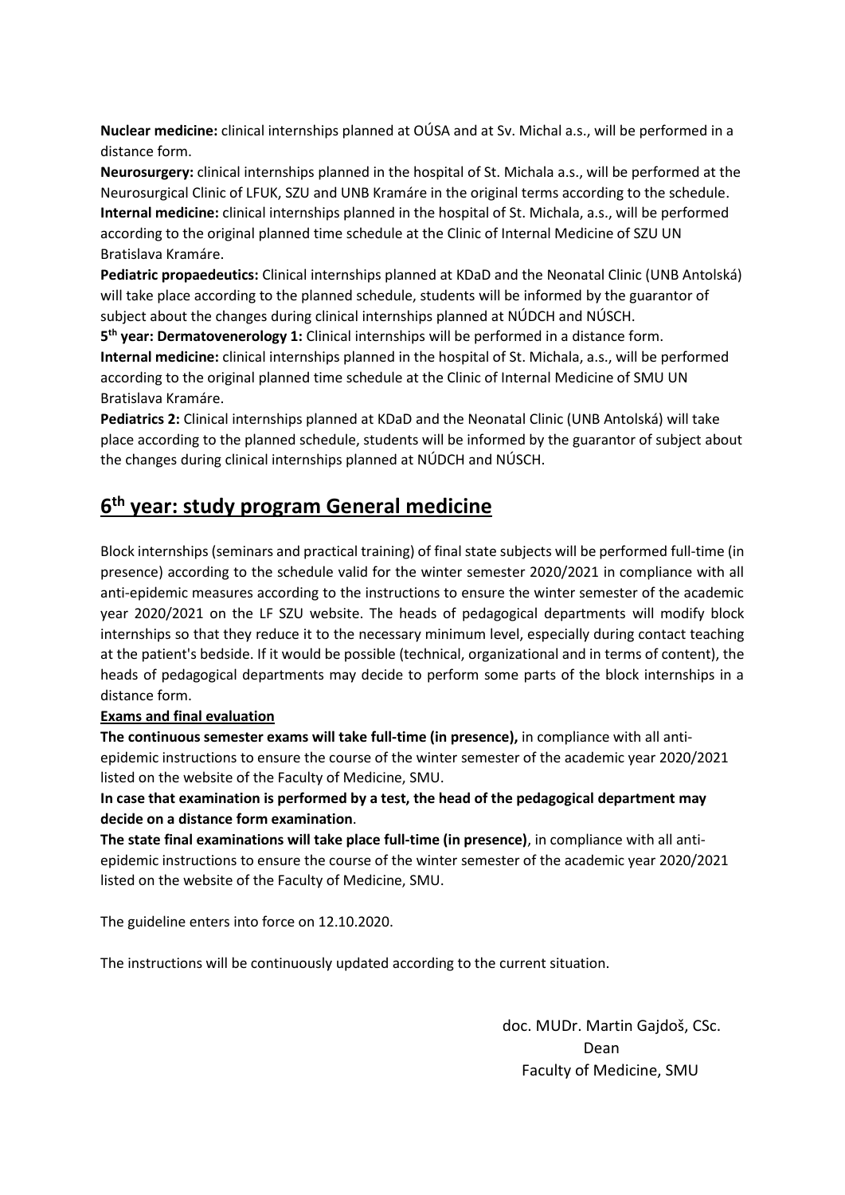**Nuclear medicine:** clinical internships planned at OÚSA and at Sv. Michal a.s., will be performed in a distance form.

**Neurosurgery:** clinical internships planned in the hospital of St. Michala a.s., will be performed at the Neurosurgical Clinic of LFUK, SZU and UNB Kramáre in the original terms according to the schedule.

**Internal medicine:** clinical internships planned in the hospital of St. Michala, a.s., will be performed according to the original planned time schedule at the Clinic of Internal Medicine of SZU UN Bratislava Kramáre.

**Pediatric propaedeutics:** Clinical internships planned at KDaD and the Neonatal Clinic (UNB Antolská) will take place according to the planned schedule, students will be informed by the guarantor of subject about the changes during clinical internships planned at NÚDCH and NÚSCH.

**5th year: Dermatovenerology 1:** Clinical internships will be performed in a distance form.

**Internal medicine:** clinical internships planned in the hospital of St. Michala, a.s., will be performed according to the original planned time schedule at the Clinic of Internal Medicine of SMU UN Bratislava Kramáre.

**Pediatrics 2:** Clinical internships planned at KDaD and the Neonatal Clinic (UNB Antolská) will take place according to the planned schedule, students will be informed by the guarantor of subject about the changes during clinical internships planned at NÚDCH and NÚSCH.

## 6th year: study program General medicine

Block internships (seminars and practical training) of final state subjects will be performed full-time (in presence) according to the schedule valid for the winter semester 2020/2021 in compliance with all anti-epidemic measures according to the instructions to ensure the winter semester of the academic year 2020/2021 on the LF SZU website. The heads of pedagogical departments will modify block internships so that they reduce it to the necessary minimum level, especially during contact teaching at the patient's bedside. If it would be possible (technical, organizational and in terms of content), the heads of pedagogical departments may decide to perform some parts of the block internships in a distance form.

**Exams and final evaluation**

**The continuous semester exams will take full-time (in presence),** in compliance with all anti-epidemic instructions to ensure the course of the winter semester of the academic year 2020/2021 listed on the website of the Faculty of Medicine, SMU.

**In case that examination is performed by a test, the head of the pedagogical department may decide on a distance form examination**.

**The state final examinations will take place full-time (in presence)**, in compliance with all anti-epidemic instructions to ensure the course of the winter semester of the academic year 2020/2021 listed on the website of the Faculty of Medicine, SMU.

The guideline enters into force on 12.10.2020.

The instructions will be continuously updated according to the current situation.

doc. MUDr. Martin Gajdoš, CSc.
Dean
Faculty of Medicine, SMU